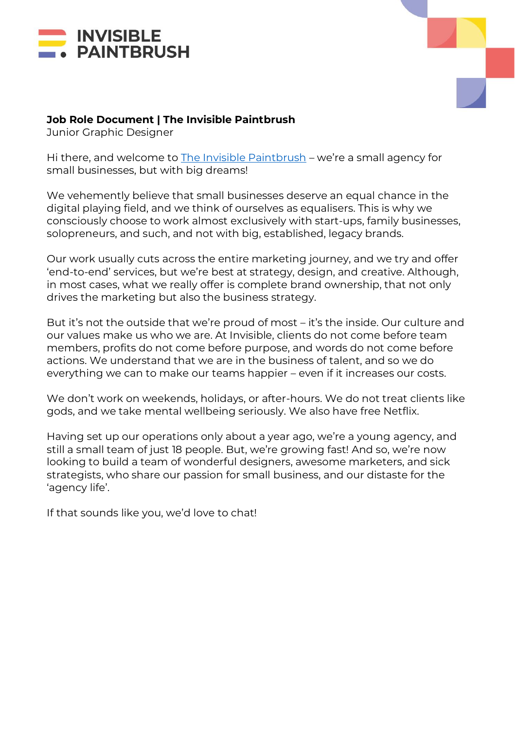INVISIBLE PAINTBRUSH

**Job Role Document | The Invisible Paintbrush**
Junior Graphic Designer

Hi there, and welcome to The Invisible Paintbrush – we're a small agency for small businesses, but with big dreams!

We vehemently believe that small businesses deserve an equal chance in the digital playing field, and we think of ourselves as equalisers. This is why we consciously choose to work almost exclusively with start-ups, family businesses, solopreneurs, and such, and not with big, established, legacy brands.

Our work usually cuts across the entire marketing journey, and we try and offer 'end-to-end' services, but we're best at strategy, design, and creative. Although, in most cases, what we really offer is complete brand ownership, that not only drives the marketing but also the business strategy.

But it's not the outside that we're proud of most – it's the inside. Our culture and our values make us who we are. At Invisible, clients do not come before team members, profits do not come before purpose, and words do not come before actions. We understand that we are in the business of talent, and so we do everything we can to make our teams happier – even if it increases our costs.

We don't work on weekends, holidays, or after-hours. We do not treat clients like gods, and we take mental wellbeing seriously. We also have free Netflix.

Having set up our operations only about a year ago, we're a young agency, and still a small team of just 18 people. But, we're growing fast! And so, we're now looking to build a team of wonderful designers, awesome marketers, and sick strategists, who share our passion for small business, and our distaste for the 'agency life'.

If that sounds like you, we'd love to chat!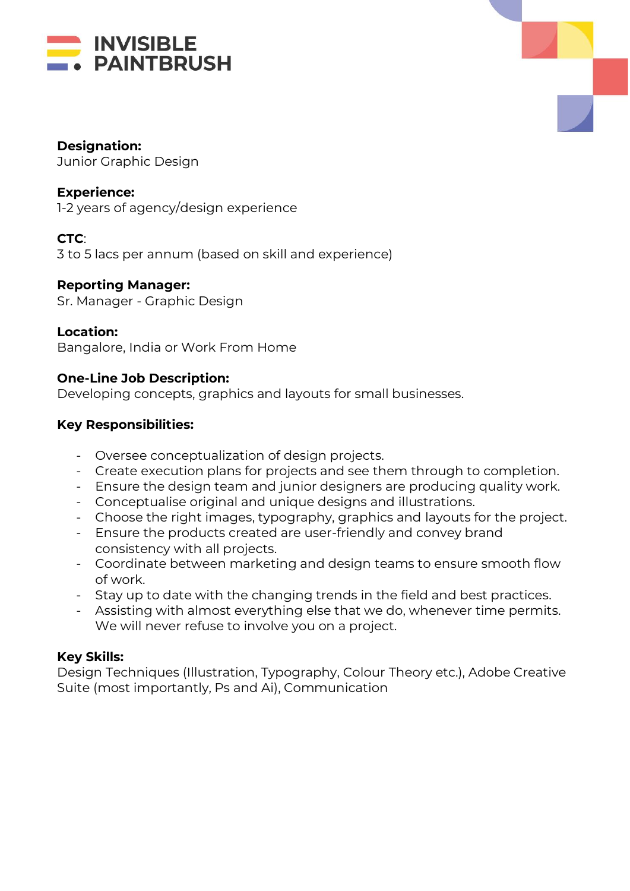**Designation:**
Junior Graphic Design

**Experience:**
1-2 years of agency/design experience

**CTC**:
3 to 5 lacs per annum (based on skill and experience)

**Reporting Manager:**
Sr. Manager - Graphic Design

**Location:**
Bangalore, India or Work From Home

**One-Line Job Description:**
Developing concepts, graphics and layouts for small businesses.

**Key Responsibilities:**

- Oversee conceptualization of design projects.
- Create execution plans for projects and see them through to completion.
- Ensure the design team and junior designers are producing quality work.
- Conceptualise original and unique designs and illustrations.
- Choose the right images, typography, graphics and layouts for the project.
- Ensure the products created are user-friendly and convey brand consistency with all projects.
- Coordinate between marketing and design teams to ensure smooth flow of work.
- Stay up to date with the changing trends in the field and best practices.
- Assisting with almost everything else that we do, whenever time permits. We will never refuse to involve you on a project.

**Key Skills:**
Design Techniques (Illustration, Typography, Colour Theory etc.), Adobe Creative Suite (most importantly, Ps and Ai), Communication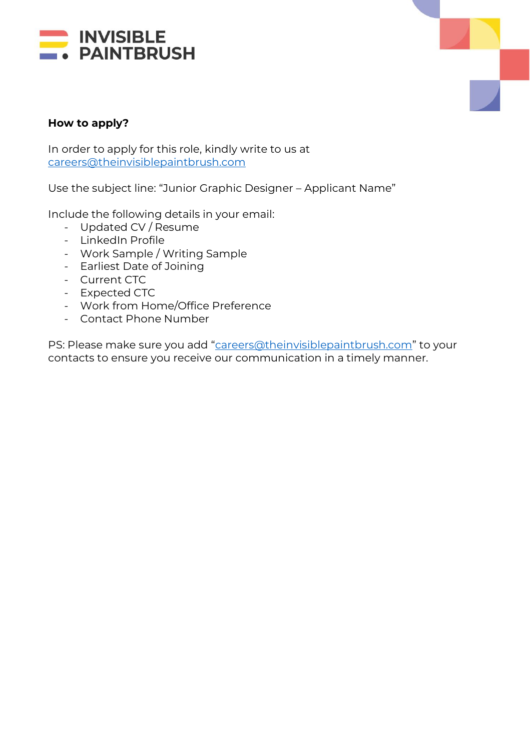INVISIBLE PAINTBRUSH

**How to apply?**

In order to apply for this role, kindly write to us at careers@theinvisiblepaintbrush.com

Use the subject line: “Junior Graphic Designer – Applicant Name”

Include the following details in your email:

- Updated CV / Resume
- LinkedIn Profile
- Work Sample / Writing Sample
- Earliest Date of Joining
- Current CTC
- Expected CTC
- Work from Home/Office Preference
- Contact Phone Number

PS: Please make sure you add “careers@theinvisiblepaintbrush.com” to your contacts to ensure you receive our communication in a timely manner.